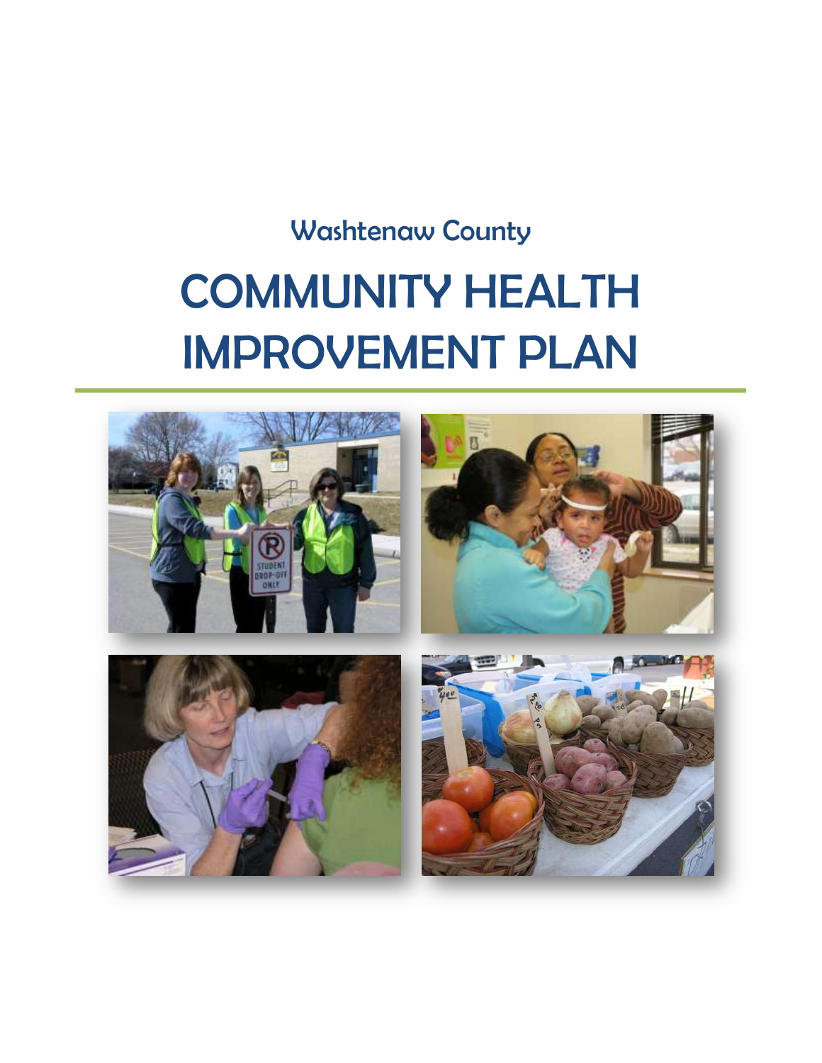Washtenaw County

# COMMUNITY HEALTH IMPROVEMENT PLAN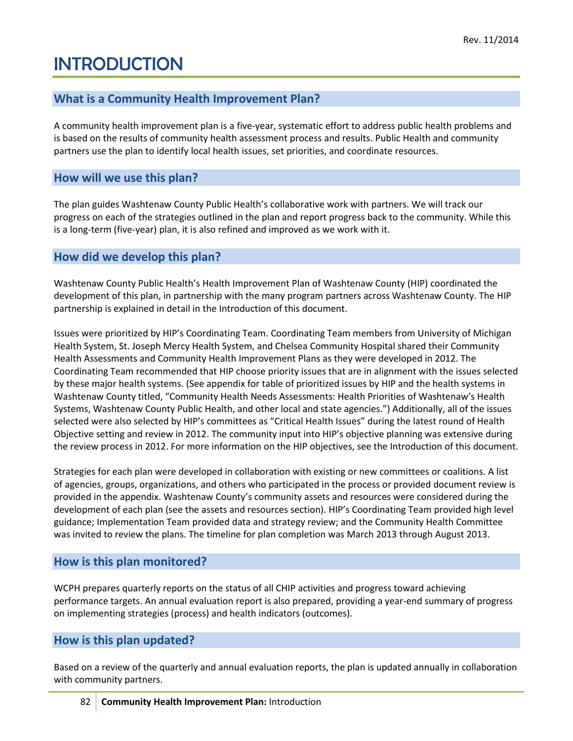# INTRODUCTION

## What is a Community Health Improvement Plan?

A community health improvement plan is a five-year, systematic effort to address public health problems and is based on the results of community health assessment process and results. Public Health and community partners use the plan to identify local health issues, set priorities, and coordinate resources.

## How will we use this plan?

The plan guides Washtenaw County Public Health's collaborative work with partners. We will track our progress on each of the strategies outlined in the plan and report progress back to the community. While this is a long-term (five-year) plan, it is also refined and improved as we work with it.

## How did we develop this plan?

Washtenaw County Public Health's Health Improvement Plan of Washtenaw County (HIP) coordinated the development of this plan, in partnership with the many program partners across Washtenaw County. The HIP partnership is explained in detail in the Introduction of this document.

Issues were prioritized by HIP's Coordinating Team. Coordinating Team members from University of Michigan Health System, St. Joseph Mercy Health System, and Chelsea Community Hospital shared their Community Health Assessments and Community Health Improvement Plans as they were developed in 2012. The Coordinating Team recommended that HIP choose priority issues that are in alignment with the issues selected by these major health systems. (See appendix for table of prioritized issues by HIP and the health systems in Washtenaw County titled, "Community Health Needs Assessments: Health Priorities of Washtenaw's Health Systems, Washtenaw County Public Health, and other local and state agencies.") Additionally, all of the issues selected were also selected by HIP's committees as "Critical Health Issues" during the latest round of Health Objective setting and review in 2012. The community input into HIP's objective planning was extensive during the review process in 2012. For more information on the HIP objectives, see the Introduction of this document.

Strategies for each plan were developed in collaboration with existing or new committees or coalitions. A list of agencies, groups, organizations, and others who participated in the process or provided document review is provided in the appendix. Washtenaw County's community assets and resources were considered during the development of each plan (see the assets and resources section). HIP's Coordinating Team provided high level guidance; Implementation Team provided data and strategy review; and the Community Health Committee was invited to review the plans. The timeline for plan completion was March 2013 through August 2013.

## How is this plan monitored?

WCPH prepares quarterly reports on the status of all CHIP activities and progress toward achieving performance targets. An annual evaluation report is also prepared, providing a year-end summary of progress on implementing strategies (process) and health indicators (outcomes).

## How is this plan updated?

Based on a review of the quarterly and annual evaluation reports, the plan is updated annually in collaboration with community partners.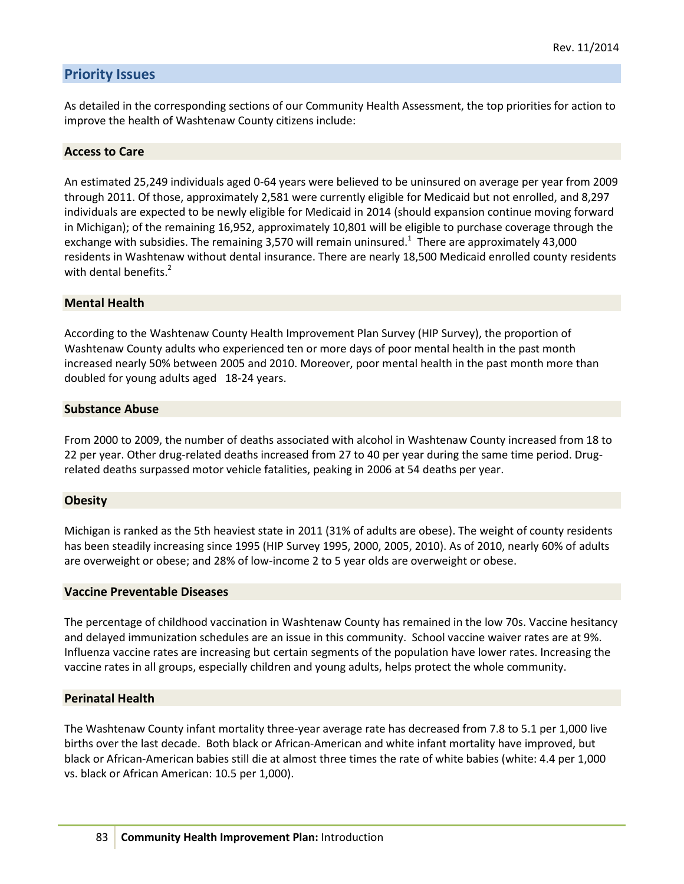## Priority Issues

As detailed in the corresponding sections of our Community Health Assessment, the top priorities for action to improve the health of Washtenaw County citizens include:

### Access to Care

An estimated 25,249 individuals aged 0-64 years were believed to be uninsured on average per year from 2009 through 2011. Of those, approximately 2,581 were currently eligible for Medicaid but not enrolled, and 8,297 individuals are expected to be newly eligible for Medicaid in 2014 (should expansion continue moving forward in Michigan); of the remaining 16,952, approximately 10,801 will be eligible to purchase coverage through the exchange with subsidies. The remaining 3,570 will remain uninsured.[1] There are approximately 43,000 residents in Washtenaw without dental insurance. There are nearly 18,500 Medicaid enrolled county residents with dental benefits.[2]

### Mental Health

According to the Washtenaw County Health Improvement Plan Survey (HIP Survey), the proportion of Washtenaw County adults who experienced ten or more days of poor mental health in the past month increased nearly 50% between 2005 and 2010. Moreover, poor mental health in the past month more than doubled for young adults aged 18-24 years.

### Substance Abuse

From 2000 to 2009, the number of deaths associated with alcohol in Washtenaw County increased from 18 to 22 per year. Other drug-related deaths increased from 27 to 40 per year during the same time period. Drug-related deaths surpassed motor vehicle fatalities, peaking in 2006 at 54 deaths per year.

### Obesity

Michigan is ranked as the 5th heaviest state in 2011 (31% of adults are obese). The weight of county residents has been steadily increasing since 1995 (HIP Survey 1995, 2000, 2005, 2010). As of 2010, nearly 60% of adults are overweight or obese; and 28% of low-income 2 to 5 year olds are overweight or obese.

### Vaccine Preventable Diseases

The percentage of childhood vaccination in Washtenaw County has remained in the low 70s. Vaccine hesitancy and delayed immunization schedules are an issue in this community. School vaccine waiver rates are at 9%. Influenza vaccine rates are increasing but certain segments of the population have lower rates. Increasing the vaccine rates in all groups, especially children and young adults, helps protect the whole community.

### Perinatal Health

The Washtenaw County infant mortality three-year average rate has decreased from 7.8 to 5.1 per 1,000 live births over the last decade. Both black or African-American and white infant mortality have improved, but black or African-American babies still die at almost three times the rate of white babies (white: 4.4 per 1,000 vs. black or African American: 10.5 per 1,000).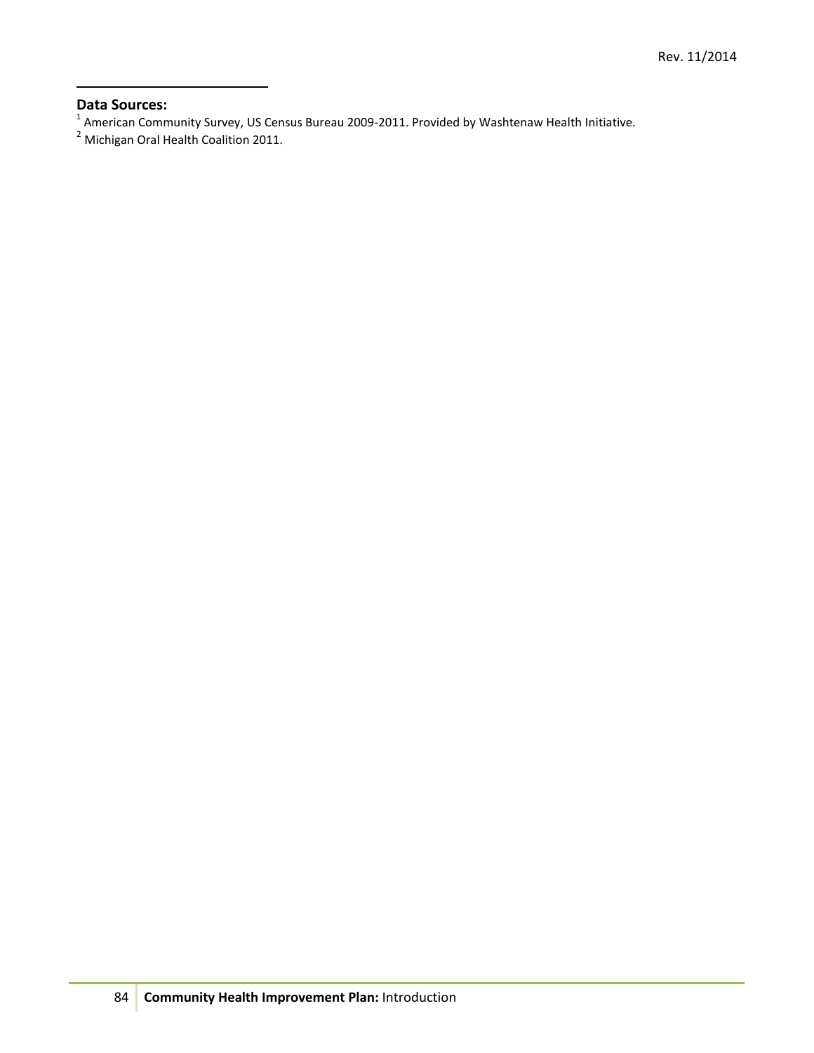**Data Sources:**

[1] American Community Survey, US Census Bureau 2009-2011. Provided by Washtenaw Health Initiative.

[2] Michigan Oral Health Coalition 2011.